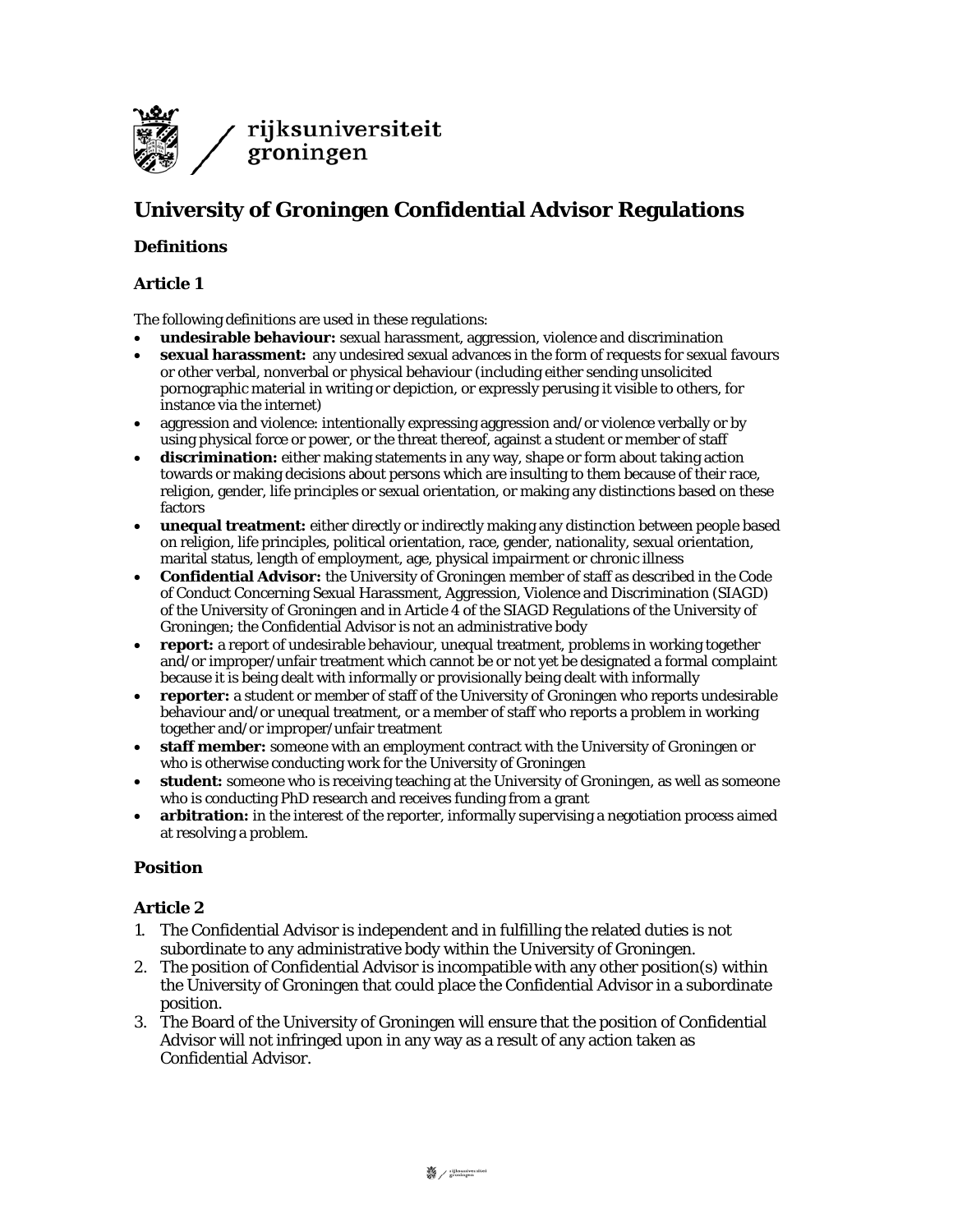# University of Groningen Confidential Advisor Regulations

## Definitions

### Article 1

The following definitions are used in these regulations:

- **undesirable behaviour:** sexual harassment, aggression, violence and discrimination
- **sexual harassment:** any undesired sexual advances in the form of requests for sexual favours or other verbal, nonverbal or physical behaviour (including either sending unsolicited pornographic material in writing or depiction, or expressly perusing it visible to others, for instance via the internet)
- aggression and violence: intentionally expressing aggression and/or violence verbally or by using physical force or power, or the threat thereof, against a student or member of staff
- **discrimination:** either making statements in any way, shape or form about taking action towards or making decisions about persons which are insulting to them because of their race, religion, gender, life principles or sexual orientation, or making any distinctions based on these factors
- **unequal treatment:** either directly or indirectly making any distinction between people based on religion, life principles, political orientation, race, gender, nationality, sexual orientation, marital status, length of employment, age, physical impairment or chronic illness
- **Confidential Advisor:** the University of Groningen member of staff as described in the Code of Conduct Concerning Sexual Harassment, Aggression, Violence and Discrimination (SIAGD) of the University of Groningen and in Article 4 of the SIAGD Regulations of the University of Groningen; the Confidential Advisor is not an administrative body
- **report:** a report of undesirable behaviour, unequal treatment, problems in working together and/or improper/unfair treatment which cannot be or not yet be designated a formal complaint because it is being dealt with informally or provisionally being dealt with informally
- **reporter:** a student or member of staff of the University of Groningen who reports undesirable behaviour and/or unequal treatment, or a member of staff who reports a problem in working together and/or improper/unfair treatment
- **staff member:** someone with an employment contract with the University of Groningen or who is otherwise conducting work for the University of Groningen
- **student:** someone who is receiving teaching at the University of Groningen, as well as someone who is conducting PhD research and receives funding from a grant
- **arbitration:** in the interest of the reporter, informally supervising a negotiation process aimed at resolving a problem.

## Position

### Article 2

1. The Confidential Advisor is independent and in fulfilling the related duties is not subordinate to any administrative body within the University of Groningen.
2. The position of Confidential Advisor is incompatible with any other position(s) within the University of Groningen that could place the Confidential Advisor in a subordinate position.
3. The Board of the University of Groningen will ensure that the position of Confidential Advisor will not infringed upon in any way as a result of any action taken as Confidential Advisor.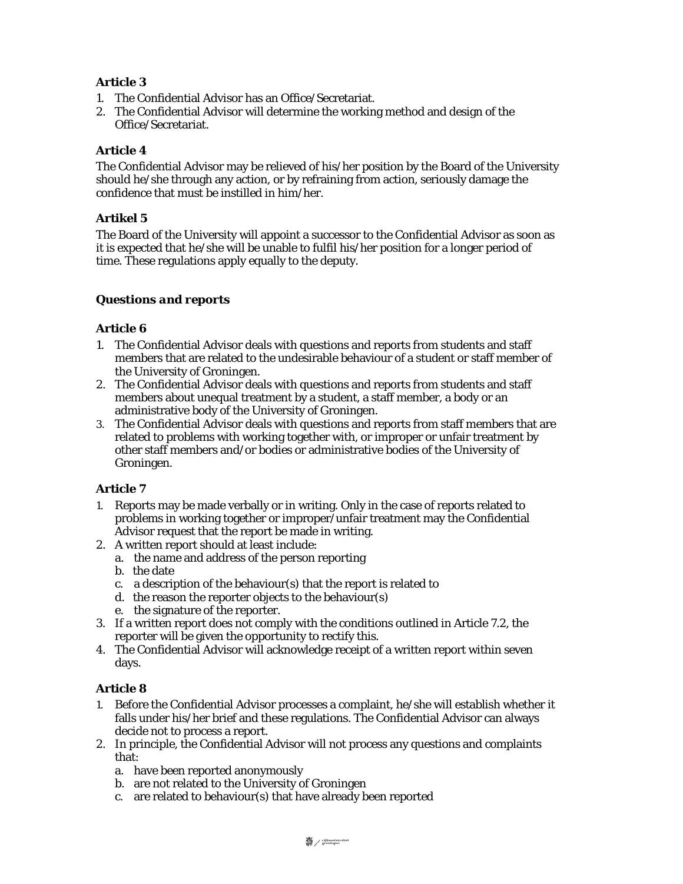### Article 3

1. The Confidential Advisor has an Office/Secretariat.
2. The Confidential Advisor will determine the working method and design of the Office/Secretariat.

### Article 4

The Confidential Advisor may be relieved of his/her position by the Board of the University should he/she through any action, or by refraining from action, seriously damage the confidence that must be instilled in him/her.

### Artikel 5

The Board of the University will appoint a successor to the Confidential Advisor as soon as it is expected that he/she will be unable to fulfil his/her position for a longer period of time. These regulations apply equally to the deputy.

## *Questions and reports*

### Article 6

1. The Confidential Advisor deals with questions and reports from students and staff members that are related to the undesirable behaviour of a student or staff member of the University of Groningen.
2. The Confidential Advisor deals with questions and reports from students and staff members about unequal treatment by a student, a staff member, a body or an administrative body of the University of Groningen.
3. The Confidential Advisor deals with questions and reports from staff members that are related to problems with working together with, or improper or unfair treatment by other staff members and/or bodies or administrative bodies of the University of Groningen.

### Article 7

1. Reports may be made verbally or in writing. Only in the case of reports related to problems in working together or improper/unfair treatment may the Confidential Advisor request that the report be made in writing.
2. A written report should at least include:
   a. the name and address of the person reporting
   b. the date
   c. a description of the behaviour(s) that the report is related to
   d. the reason the reporter objects to the behaviour(s)
   e. the signature of the reporter.
3. If a written report does not comply with the conditions outlined in Article 7.2, the reporter will be given the opportunity to rectify this.
4. The Confidential Advisor will acknowledge receipt of a written report within seven days.

### Article 8

1. Before the Confidential Advisor processes a complaint, he/she will establish whether it falls under his/her brief and these regulations. The Confidential Advisor can always decide not to process a report.
2. In principle, the Confidential Advisor will not process any questions and complaints that:
   a. have been reported anonymously
   b. are not related to the University of Groningen
   c. are related to behaviour(s) that have already been reported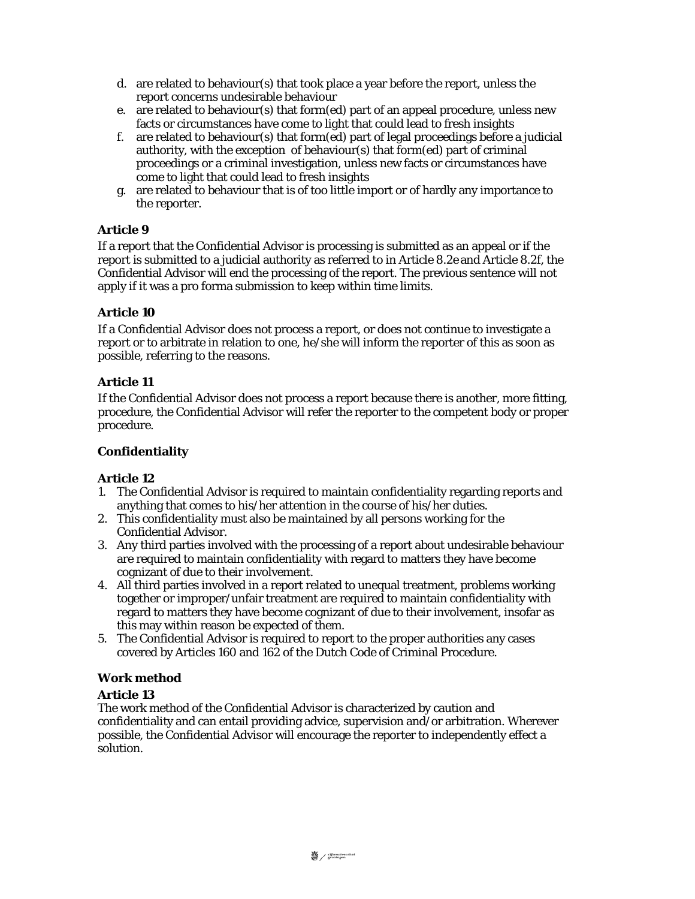d. are related to behaviour(s) that took place a year before the report, unless the report concerns undesirable behaviour
e. are related to behaviour(s) that form(ed) part of an appeal procedure, unless new facts or circumstances have come to light that could lead to fresh insights
f. are related to behaviour(s) that form(ed) part of legal proceedings before a judicial authority, with the exception of behaviour(s) that form(ed) part of criminal proceedings or a criminal investigation, unless new facts or circumstances have come to light that could lead to fresh insights
g. are related to behaviour that is of too little import or of hardly any importance to the reporter.

**Article 9**

If a report that the Confidential Advisor is processing is submitted as an appeal or if the report is submitted to a judicial authority as referred to in Article 8.2e and Article 8.2f, the Confidential Advisor will end the processing of the report. The previous sentence will not apply if it was a pro forma submission to keep within time limits.

**Article 10**

If a Confidential Advisor does not process a report, or does not continue to investigate a report or to arbitrate in relation to one, he/she will inform the reporter of this as soon as possible, referring to the reasons.

**Article 11**

If the Confidential Advisor does not process a report because there is another, more fitting, procedure, the Confidential Advisor will refer the reporter to the competent body or proper procedure.

**Confidentiality**

**Article 12**

1. The Confidential Advisor is required to maintain confidentiality regarding reports and anything that comes to his/her attention in the course of his/her duties.
2. This confidentiality must also be maintained by all persons working for the Confidential Advisor.
3. Any third parties involved with the processing of a report about undesirable behaviour are required to maintain confidentiality with regard to matters they have become cognizant of due to their involvement.
4. All third parties involved in a report related to unequal treatment, problems working together or improper/unfair treatment are required to maintain confidentiality with regard to matters they have become cognizant of due to their involvement, insofar as this may within reason be expected of them.
5. The Confidential Advisor is required to report to the proper authorities any cases covered by Articles 160 and 162 of the Dutch Code of Criminal Procedure.

**Work method**

**Article 13**

The work method of the Confidential Advisor is characterized by caution and confidentiality and can entail providing advice, supervision and/or arbitration. Wherever possible, the Confidential Advisor will encourage the reporter to independently effect a solution.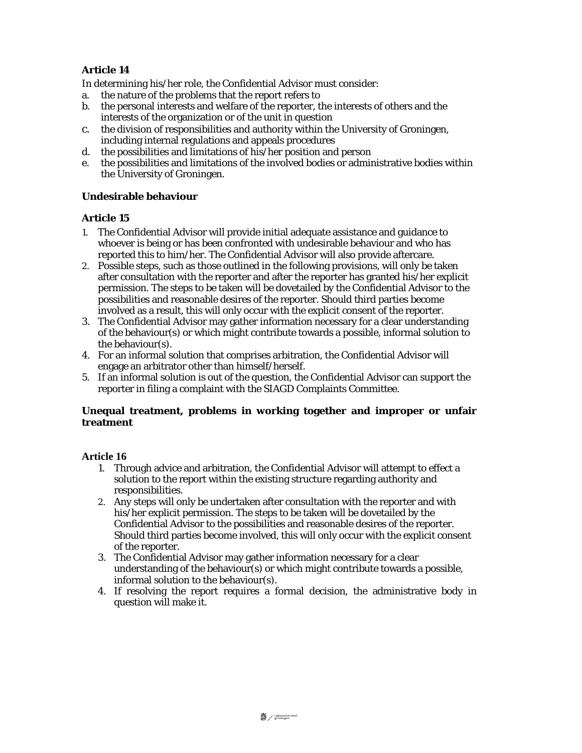**Article 14**

In determining his/her role, the Confidential Advisor must consider:

a. the nature of the problems that the report refers to
b. the personal interests and welfare of the reporter, the interests of others and the interests of the organization or of the unit in question
c. the division of responsibilities and authority within the University of Groningen, including internal regulations and appeals procedures
d. the possibilities and limitations of his/her position and person
e. the possibilities and limitations of the involved bodies or administrative bodies within the University of Groningen.

**Undesirable behaviour**

**Article 15**

1. The Confidential Advisor will provide initial adequate assistance and guidance to whoever is being or has been confronted with undesirable behaviour and who has reported this to him/her. The Confidential Advisor will also provide aftercare.
2. Possible steps, such as those outlined in the following provisions, will only be taken after consultation with the reporter and after the reporter has granted his/her explicit permission. The steps to be taken will be dovetailed by the Confidential Advisor to the possibilities and reasonable desires of the reporter. Should third parties become involved as a result, this will only occur with the explicit consent of the reporter.
3. The Confidential Advisor may gather information necessary for a clear understanding of the behaviour(s) or which might contribute towards a possible, informal solution to the behaviour(s).
4. For an informal solution that comprises arbitration, the Confidential Advisor will engage an arbitrator other than himself/herself.
5. If an informal solution is out of the question, the Confidential Advisor can support the reporter in filing a complaint with the SIAGD Complaints Committee.

**Unequal treatment, problems in working together and improper or unfair treatment**

**Article 16**

1. Through advice and arbitration, the Confidential Advisor will attempt to effect a solution to the report within the existing structure regarding authority and responsibilities.
2. Any steps will only be undertaken after consultation with the reporter and with his/her explicit permission. The steps to be taken will be dovetailed by the Confidential Advisor to the possibilities and reasonable desires of the reporter. Should third parties become involved, this will only occur with the explicit consent of the reporter.
3. The Confidential Advisor may gather information necessary for a clear understanding of the behaviour(s) or which might contribute towards a possible, informal solution to the behaviour(s).
4. If resolving the report requires a formal decision, the administrative body in question will make it.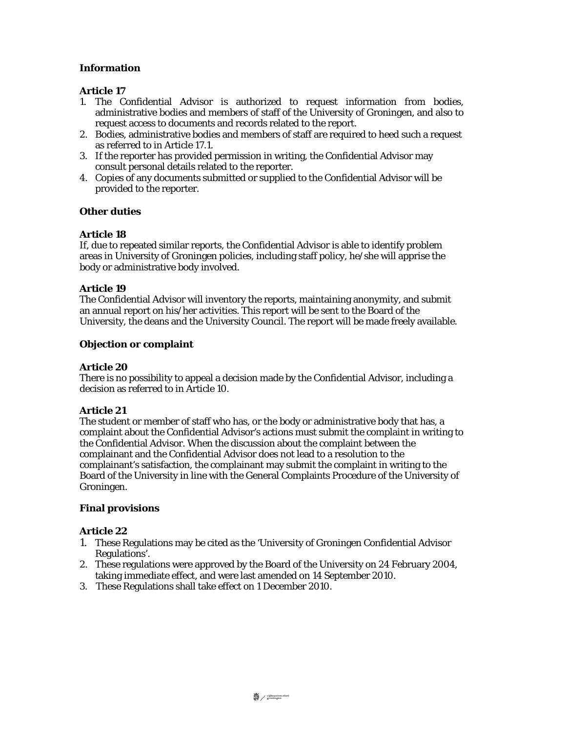### Information

#### Article 17

1. The Confidential Advisor is authorized to request information from bodies, administrative bodies and members of staff of the University of Groningen, and also to request access to documents and records related to the report.
2. Bodies, administrative bodies and members of staff are required to heed such a request as referred to in Article 17.1.
3. If the reporter has provided permission in writing, the Confidential Advisor may consult personal details related to the reporter.
4. Copies of any documents submitted or supplied to the Confidential Advisor will be provided to the reporter.

### Other duties

#### Article 18

If, due to repeated similar reports, the Confidential Advisor is able to identify problem areas in University of Groningen policies, including staff policy, he/she will apprise the body or administrative body involved.

#### Article 19

The Confidential Advisor will inventory the reports, maintaining anonymity, and submit an annual report on his/her activities. This report will be sent to the Board of the University, the deans and the University Council. The report will be made freely available.

### Objection or complaint

#### Article 20

There is no possibility to appeal a decision made by the Confidential Advisor, including a decision as referred to in Article 10.

#### Article 21

The student or member of staff who has, or the body or administrative body that has, a complaint about the Confidential Advisor's actions must submit the complaint in writing to the Confidential Advisor. When the discussion about the complaint between the complainant and the Confidential Advisor does not lead to a resolution to the complainant's satisfaction, the complainant may submit the complaint in writing to the Board of the University in line with the General Complaints Procedure of the University of Groningen.

### Final provisions

#### Article 22

1. These Regulations may be cited as the 'University of Groningen Confidential Advisor Regulations'.
2. These regulations were approved by the Board of the University on 24 February 2004, taking immediate effect, and were last amended on 14 September 2010.
3. These Regulations shall take effect on 1 December 2010.